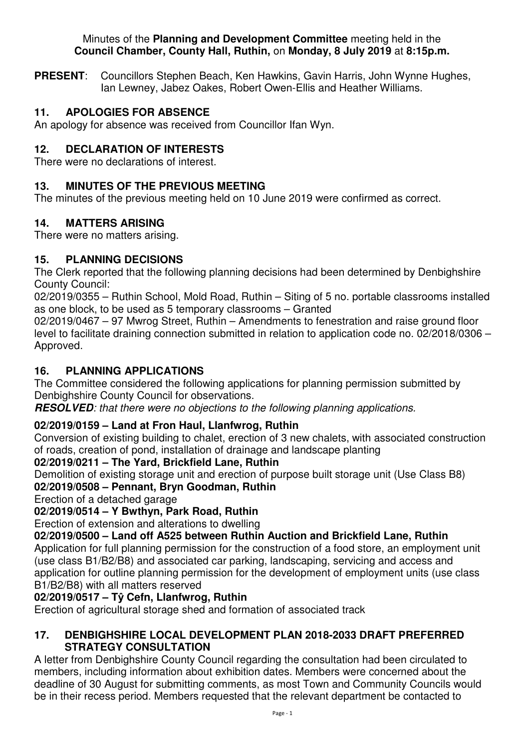Minutes of the **Planning and Development Committee** meeting held in the **Council Chamber, County Hall, Ruthin,** on **Monday, 8 July 2019** at **8:15p.m.**

**PRESENT**: Councillors Stephen Beach, Ken Hawkins, Gavin Harris, John Wynne Hughes, Ian Lewney, Jabez Oakes, Robert Owen-Ellis and Heather Williams.

## 11. APOLOGIES FOR ABSENCE

An apology for absence was received from Councillor Ifan Wyn.

## 12. DECLARATION OF INTERESTS

There were no declarations of interest.

## 13. MINUTES OF THE PREVIOUS MEETING

The minutes of the previous meeting held on 10 June 2019 were confirmed as correct.

## 14. MATTERS ARISING

There were no matters arising.

## 15. PLANNING DECISIONS

The Clerk reported that the following planning decisions had been determined by Denbighshire County Council:

02/2019/0355 – Ruthin School, Mold Road, Ruthin – Siting of 5 no. portable classrooms installed as one block, to be used as 5 temporary classrooms – Granted

02/2019/0467 – 97 Mwrog Street, Ruthin – Amendments to fenestration and raise ground floor level to facilitate draining connection submitted in relation to application code no. 02/2018/0306 – Approved.

## 16. PLANNING APPLICATIONS

The Committee considered the following applications for planning permission submitted by Denbighshire County Council for observations.

***RESOLVED**: that there were no objections to the following planning applications.*

**02/2019/0159 – Land at Fron Haul, Llanfwrog, Ruthin**

Conversion of existing building to chalet, erection of 3 new chalets, with associated construction of roads, creation of pond, installation of drainage and landscape planting

**02/2019/0211 – The Yard, Brickfield Lane, Ruthin**

Demolition of existing storage unit and erection of purpose built storage unit (Use Class B8)

**02/2019/0508 – Pennant, Bryn Goodman, Ruthin**

Erection of a detached garage

**02/2019/0514 – Y Bwthyn, Park Road, Ruthin**

Erection of extension and alterations to dwelling

**02/2019/0500 – Land off A525 between Ruthin Auction and Brickfield Lane, Ruthin**

Application for full planning permission for the construction of a food store, an employment unit (use class B1/B2/B8) and associated car parking, landscaping, servicing and access and application for outline planning permission for the development of employment units (use class B1/B2/B8) with all matters reserved

**02/2019/0517 – Tŷ Cefn, Llanfwrog, Ruthin**

Erection of agricultural storage shed and formation of associated track

## 17. DENBIGHSHIRE LOCAL DEVELOPMENT PLAN 2018-2033 DRAFT PREFERRED STRATEGY CONSULTATION

A letter from Denbighshire County Council regarding the consultation had been circulated to members, including information about exhibition dates. Members were concerned about the deadline of 30 August for submitting comments, as most Town and Community Councils would be in their recess period. Members requested that the relevant department be contacted to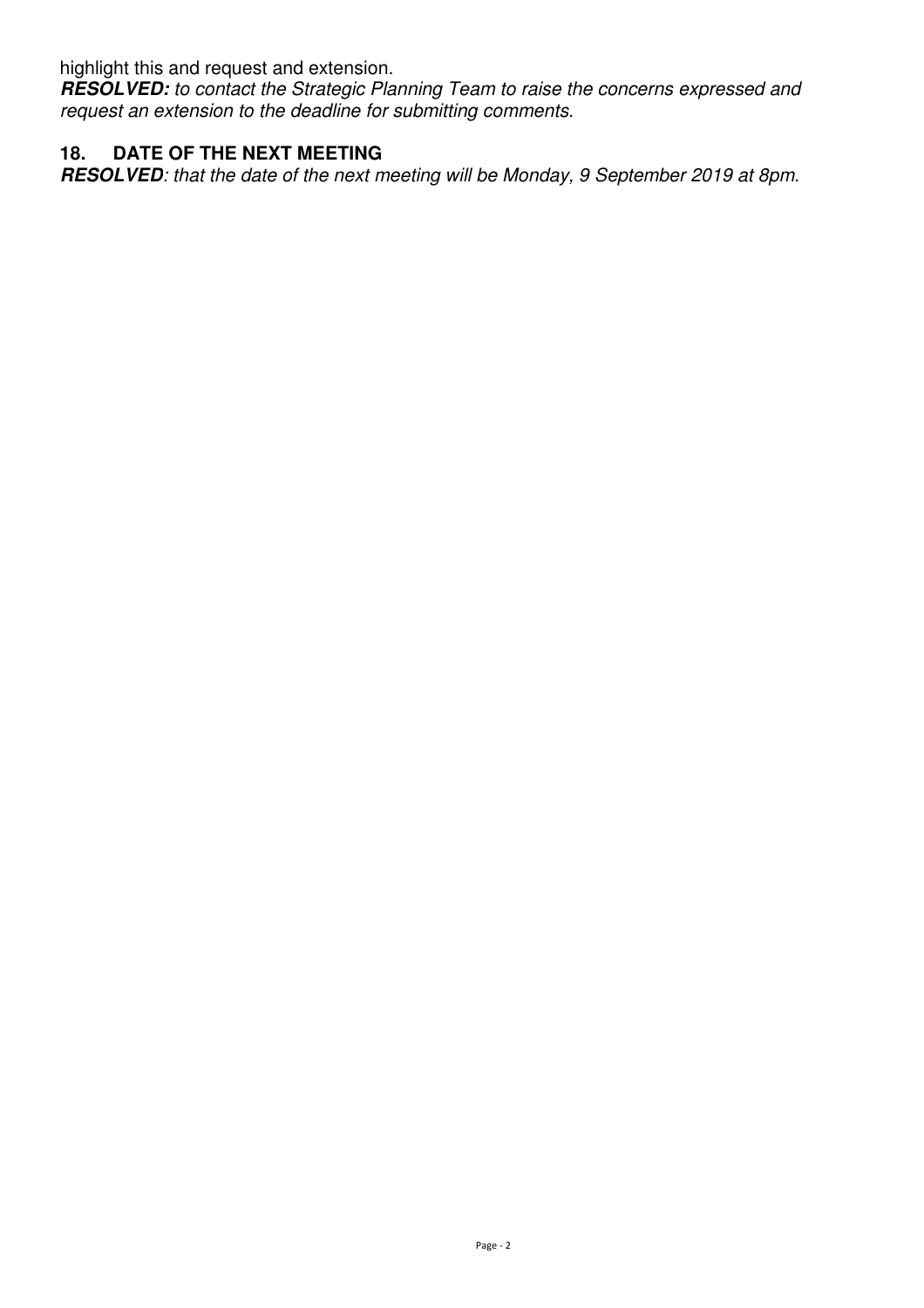highlight this and request and extension.

***RESOLVED:*** *to contact the Strategic Planning Team to raise the concerns expressed and request an extension to the deadline for submitting comments.*

## 18. DATE OF THE NEXT MEETING

***RESOLVED****: that the date of the next meeting will be Monday, 9 September 2019 at 8pm.*